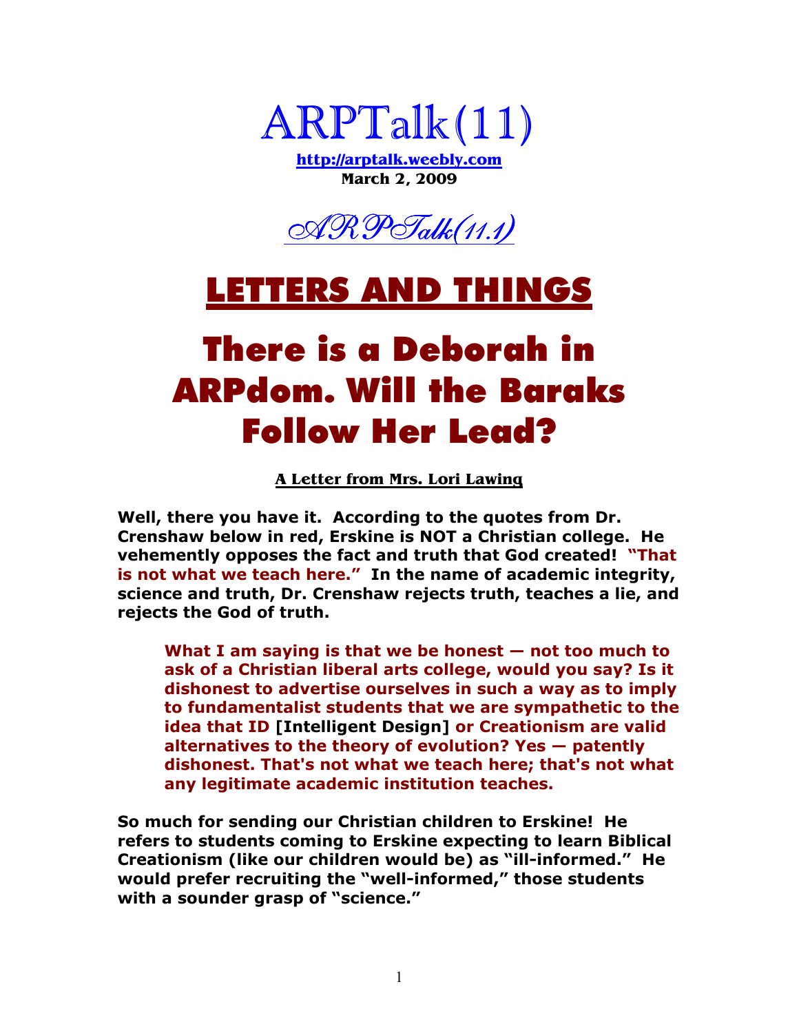# ARPTalk(11)

**http://arptalk.weebly.com**
**March 2, 2009**

*ARPTalk(11.1)*

## LETTERS AND THINGS

# There is a Deborah in ARPdom. Will the Baraks Follow Her Lead?

**A Letter from Mrs. Lori Lawing**

**Well, there you have it. According to the quotes from Dr. Crenshaw below in red, Erskine is NOT a Christian college. He vehemently opposes the fact and truth that God created! "That is not what we teach here." In the name of academic integrity, science and truth, Dr. Crenshaw rejects truth, teaches a lie, and rejects the God of truth.**

> **What I am saying is that we be honest — not too much to ask of a Christian liberal arts college, would you say? Is it dishonest to advertise ourselves in such a way as to imply to fundamentalist students that we are sympathetic to the idea that ID [Intelligent Design] or Creationism are valid alternatives to the theory of evolution? Yes — patently dishonest. That's not what we teach here; that's not what any legitimate academic institution teaches.**

**So much for sending our Christian children to Erskine! He refers to students coming to Erskine expecting to learn Biblical Creationism (like our children would be) as "ill-informed." He would prefer recruiting the "well-informed," those students with a sounder grasp of "science."**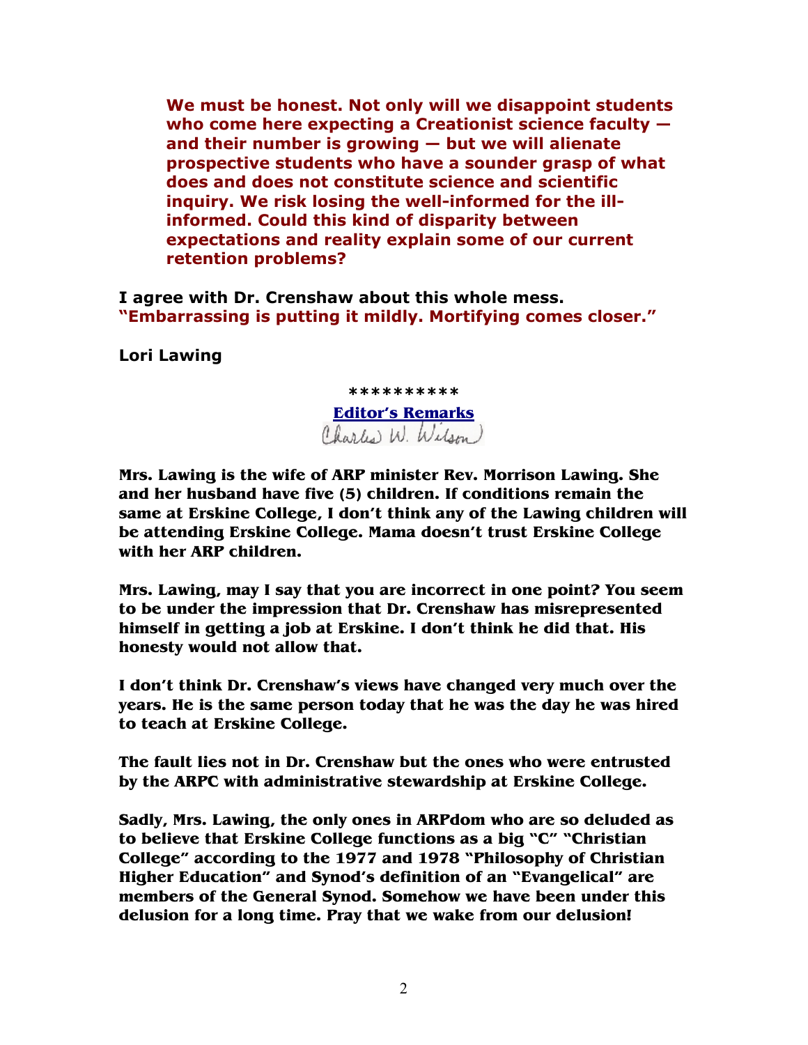> **We must be honest. Not only will we disappoint students who come here expecting a Creationist science faculty — and their number is growing — but we will alienate prospective students who have a sounder grasp of what does and does not constitute science and scientific inquiry. We risk losing the well-informed for the ill-informed. Could this kind of disparity between expectations and reality explain some of our current retention problems?**

**I agree with Dr. Crenshaw about this whole mess. "Embarrassing is putting it mildly. Mortifying comes closer."**

**Lori Lawing**

**\*\*\*\*\*\*\*\*\*\***

**Editor's Remarks**

Charles W. Wilson

**Mrs. Lawing is the wife of ARP minister Rev. Morrison Lawing. She and her husband have five (5) children. If conditions remain the same at Erskine College, I don't think any of the Lawing children will be attending Erskine College. Mama doesn't trust Erskine College with her ARP children.**

**Mrs. Lawing, may I say that you are incorrect in one point? You seem to be under the impression that Dr. Crenshaw has misrepresented himself in getting a job at Erskine. I don't think he did that. His honesty would not allow that.**

**I don't think Dr. Crenshaw's views have changed very much over the years. He is the same person today that he was the day he was hired to teach at Erskine College.**

**The fault lies not in Dr. Crenshaw but the ones who were entrusted by the ARPC with administrative stewardship at Erskine College.**

**Sadly, Mrs. Lawing, the only ones in ARPdom who are so deluded as to believe that Erskine College functions as a big "C" "Christian College" according to the 1977 and 1978 "Philosophy of Christian Higher Education" and Synod's definition of an "Evangelical" are members of the General Synod. Somehow we have been under this delusion for a long time. Pray that we wake from our delusion!**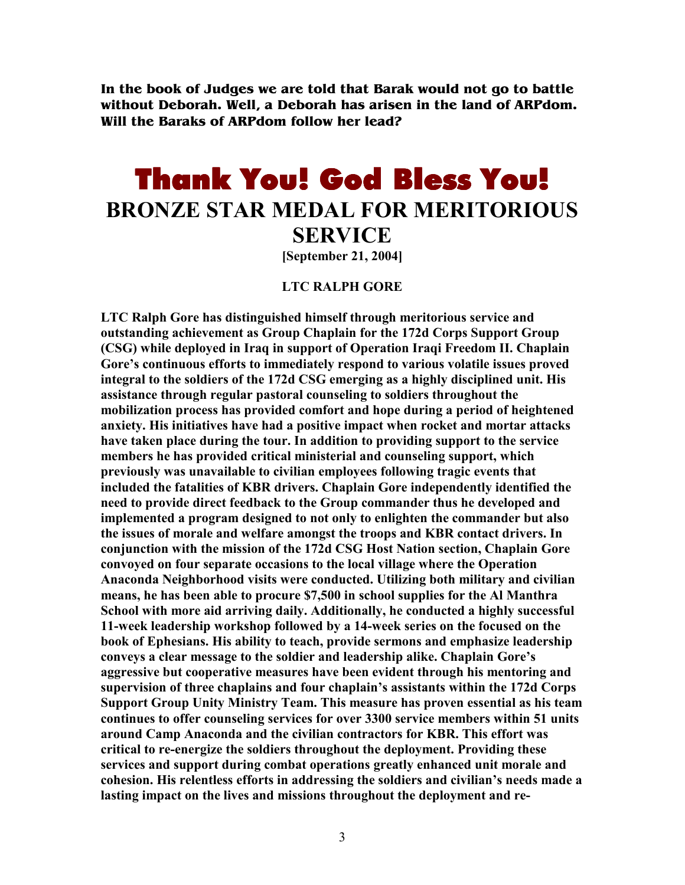**In the book of Judges we are told that Barak would not go to battle without Deborah. Well, a Deborah has arisen in the land of ARPdom. Will the Baraks of ARPdom follow her lead?**

# Thank You! God Bless You!

## BRONZE STAR MEDAL FOR MERITORIOUS SERVICE

**[September 21, 2004]**

**LTC RALPH GORE**

**LTC Ralph Gore has distinguished himself through meritorious service and outstanding achievement as Group Chaplain for the 172d Corps Support Group (CSG) while deployed in Iraq in support of Operation Iraqi Freedom II. Chaplain Gore's continuous efforts to immediately respond to various volatile issues proved integral to the soldiers of the 172d CSG emerging as a highly disciplined unit. His assistance through regular pastoral counseling to soldiers throughout the mobilization process has provided comfort and hope during a period of heightened anxiety. His initiatives have had a positive impact when rocket and mortar attacks have taken place during the tour. In addition to providing support to the service members he has provided critical ministerial and counseling support, which previously was unavailable to civilian employees following tragic events that included the fatalities of KBR drivers. Chaplain Gore independently identified the need to provide direct feedback to the Group commander thus he developed and implemented a program designed to not only to enlighten the commander but also the issues of morale and welfare amongst the troops and KBR contact drivers. In conjunction with the mission of the 172d CSG Host Nation section, Chaplain Gore convoyed on four separate occasions to the local village where the Operation Anaconda Neighborhood visits were conducted. Utilizing both military and civilian means, he has been able to procure $7,500 in school supplies for the Al Manthra School with more aid arriving daily. Additionally, he conducted a highly successful 11-week leadership workshop followed by a 14-week series on the focused on the book of Ephesians. His ability to teach, provide sermons and emphasize leadership conveys a clear message to the soldier and leadership alike. Chaplain Gore's aggressive but cooperative measures have been evident through his mentoring and supervision of three chaplains and four chaplain's assistants within the 172d Corps Support Group Unity Ministry Team. This measure has proven essential as his team continues to offer counseling services for over 3300 service members within 51 units around Camp Anaconda and the civilian contractors for KBR. This effort was critical to re-energize the soldiers throughout the deployment. Providing these services and support during combat operations greatly enhanced unit morale and cohesion. His relentless efforts in addressing the soldiers and civilian's needs made a lasting impact on the lives and missions throughout the deployment and re-**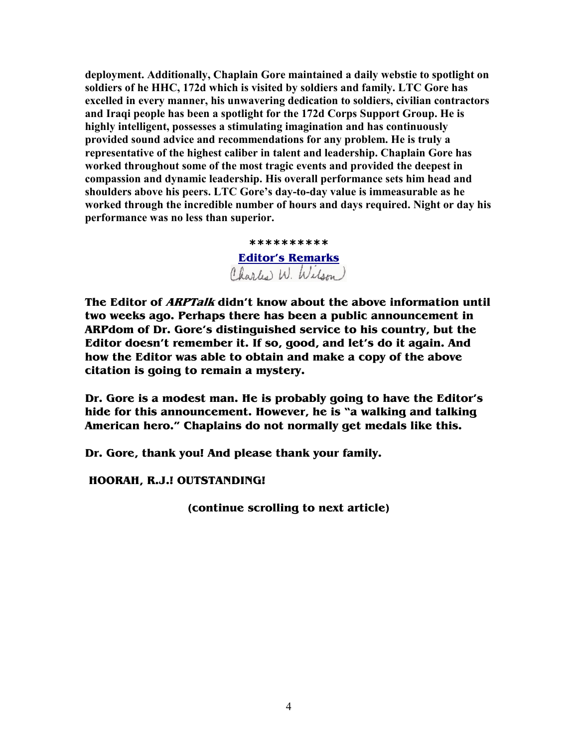**deployment. Additionally, Chaplain Gore maintained a daily webstie to spotlight on soldiers of he HHC, 172d which is visited by soldiers and family. LTC Gore has excelled in every manner, his unwavering dedication to soldiers, civilian contractors and Iraqi people has been a spotlight for the 172d Corps Support Group. He is highly intelligent, possesses a stimulating imagination and has continuously provided sound advice and recommendations for any problem. He is truly a representative of the highest caliber in talent and leadership. Chaplain Gore has worked throughout some of the most tragic events and provided the deepest in compassion and dynamic leadership. His overall performance sets him head and shoulders above his peers. LTC Gore's day-to-day value is immeasurable as he worked through the incredible number of hours and days required. Night or day his performance was no less than superior.**

**\*\*\*\*\*\*\*\*\*\***

**Editor's Remarks**

Charles W. Wilson

**The Editor of *ARPTalk* didn't know about the above information until two weeks ago. Perhaps there has been a public announcement in ARPdom of Dr. Gore's distinguished service to his country, but the Editor doesn't remember it. If so, good, and let's do it again. And how the Editor was able to obtain and make a copy of the above citation is going to remain a mystery.**

**Dr. Gore is a modest man. He is probably going to have the Editor's hide for this announcement. However, he is "a walking and talking American hero." Chaplains do not normally get medals like this.**

**Dr. Gore, thank you! And please thank your family.**

**HOORAH, R.J.! OUTSTANDING!**

**(continue scrolling to next article)**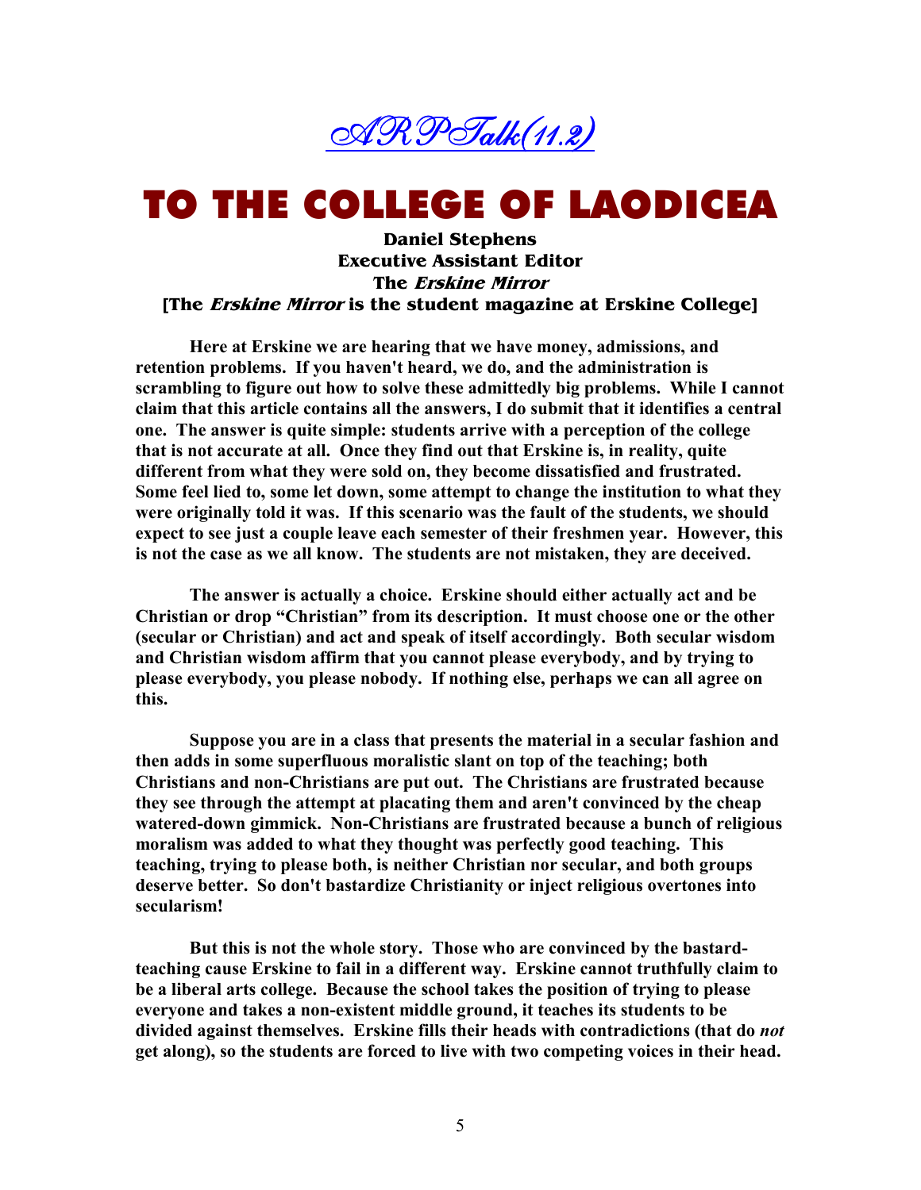ARPTalk(11.2)

# TO THE COLLEGE OF LAODICEA

**Daniel Stephens**
**Executive Assistant Editor**
**The *Erskine Mirror***
**[The *Erskine Mirror* is the student magazine at Erskine College]**

**Here at Erskine we are hearing that we have money, admissions, and retention problems. If you haven't heard, we do, and the administration is scrambling to figure out how to solve these admittedly big problems. While I cannot claim that this article contains all the answers, I do submit that it identifies a central one. The answer is quite simple: students arrive with a perception of the college that is not accurate at all. Once they find out that Erskine is, in reality, quite different from what they were sold on, they become dissatisfied and frustrated. Some feel lied to, some let down, some attempt to change the institution to what they were originally told it was. If this scenario was the fault of the students, we should expect to see just a couple leave each semester of their freshmen year. However, this is not the case as we all know. The students are not mistaken, they are deceived.**

**The answer is actually a choice. Erskine should either actually act and be Christian or drop "Christian" from its description. It must choose one or the other (secular or Christian) and act and speak of itself accordingly. Both secular wisdom and Christian wisdom affirm that you cannot please everybody, and by trying to please everybody, you please nobody. If nothing else, perhaps we can all agree on this.**

**Suppose you are in a class that presents the material in a secular fashion and then adds in some superfluous moralistic slant on top of the teaching; both Christians and non-Christians are put out. The Christians are frustrated because they see through the attempt at placating them and aren't convinced by the cheap watered-down gimmick. Non-Christians are frustrated because a bunch of religious moralism was added to what they thought was perfectly good teaching. This teaching, trying to please both, is neither Christian nor secular, and both groups deserve better. So don't bastardize Christianity or inject religious overtones into secularism!**

**But this is not the whole story. Those who are convinced by the bastard-teaching cause Erskine to fail in a different way. Erskine cannot truthfully claim to be a liberal arts college. Because the school takes the position of trying to please everyone and takes a non-existent middle ground, it teaches its students to be divided against themselves. Erskine fills their heads with contradictions (that do *not* get along), so the students are forced to live with two competing voices in their head.**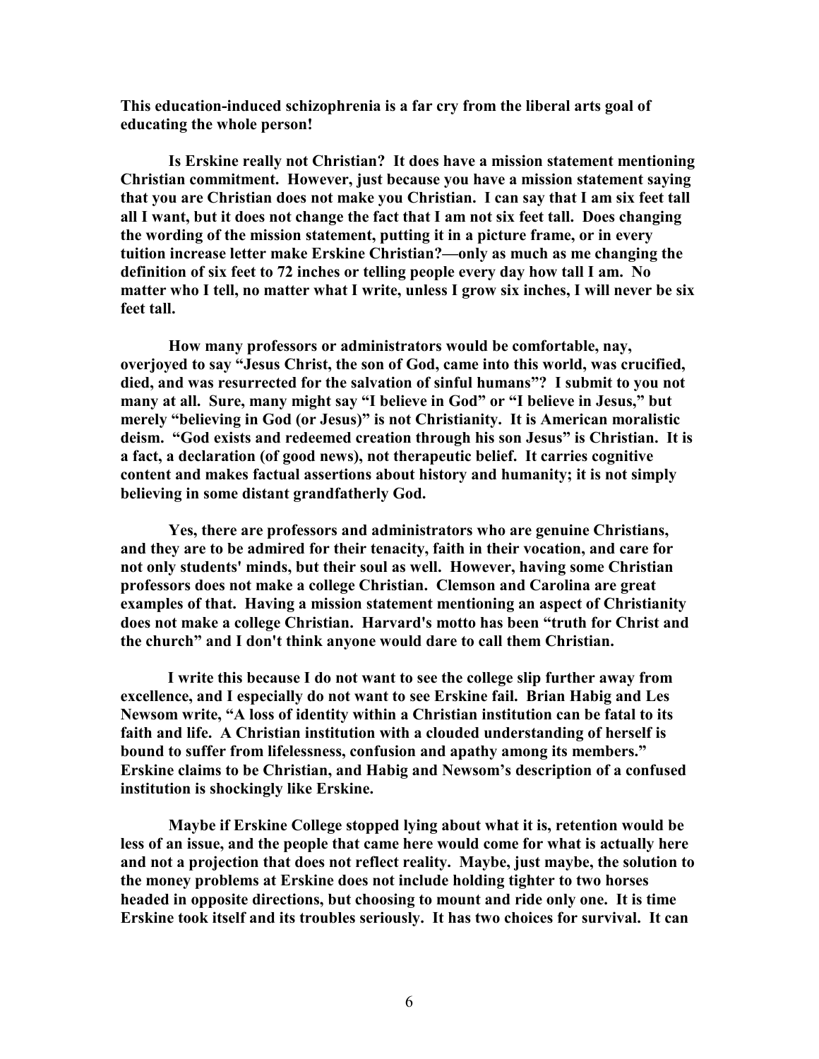**This education-induced schizophrenia is a far cry from the liberal arts goal of educating the whole person!**

**Is Erskine really not Christian? It does have a mission statement mentioning Christian commitment. However, just because you have a mission statement saying that you are Christian does not make you Christian. I can say that I am six feet tall all I want, but it does not change the fact that I am not six feet tall. Does changing the wording of the mission statement, putting it in a picture frame, or in every tuition increase letter make Erskine Christian?—only as much as me changing the definition of six feet to 72 inches or telling people every day how tall I am. No matter who I tell, no matter what I write, unless I grow six inches, I will never be six feet tall.**

**How many professors or administrators would be comfortable, nay, overjoyed to say "Jesus Christ, the son of God, came into this world, was crucified, died, and was resurrected for the salvation of sinful humans"? I submit to you not many at all. Sure, many might say "I believe in God" or "I believe in Jesus," but merely "believing in God (or Jesus)" is not Christianity. It is American moralistic deism. "God exists and redeemed creation through his son Jesus" is Christian. It is a fact, a declaration (of good news), not therapeutic belief. It carries cognitive content and makes factual assertions about history and humanity; it is not simply believing in some distant grandfatherly God.**

**Yes, there are professors and administrators who are genuine Christians, and they are to be admired for their tenacity, faith in their vocation, and care for not only students' minds, but their soul as well. However, having some Christian professors does not make a college Christian. Clemson and Carolina are great examples of that. Having a mission statement mentioning an aspect of Christianity does not make a college Christian. Harvard's motto has been "truth for Christ and the church" and I don't think anyone would dare to call them Christian.**

**I write this because I do not want to see the college slip further away from excellence, and I especially do not want to see Erskine fail. Brian Habig and Les Newsom write, "A loss of identity within a Christian institution can be fatal to its faith and life. A Christian institution with a clouded understanding of herself is bound to suffer from lifelessness, confusion and apathy among its members." Erskine claims to be Christian, and Habig and Newsom's description of a confused institution is shockingly like Erskine.**

**Maybe if Erskine College stopped lying about what it is, retention would be less of an issue, and the people that came here would come for what is actually here and not a projection that does not reflect reality. Maybe, just maybe, the solution to the money problems at Erskine does not include holding tighter to two horses headed in opposite directions, but choosing to mount and ride only one. It is time Erskine took itself and its troubles seriously. It has two choices for survival. It can**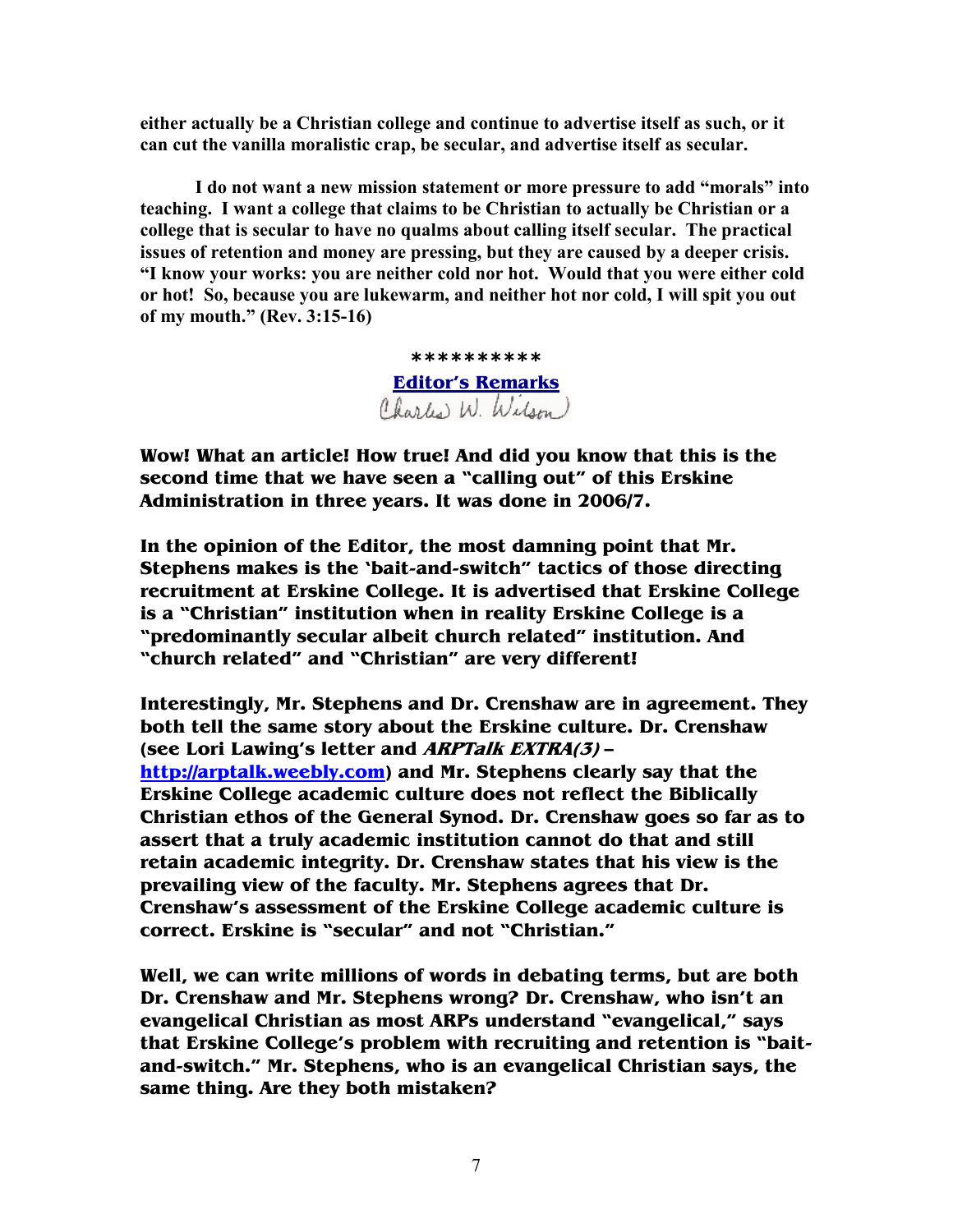**either actually be a Christian college and continue to advertise itself as such, or it can cut the vanilla moralistic crap, be secular, and advertise itself as secular.**

**I do not want a new mission statement or more pressure to add "morals" into teaching. I want a college that claims to be Christian to actually be Christian or a college that is secular to have no qualms about calling itself secular. The practical issues of retention and money are pressing, but they are caused by a deeper crisis. "I know your works: you are neither cold nor hot. Would that you were either cold or hot! So, because you are lukewarm, and neither hot nor cold, I will spit you out of my mouth." (Rev. 3:15-16)**

**\*\*\*\*\*\*\*\*\*\***

**Editor's Remarks**

Charles W. Wilson

**Wow! What an article! How true! And did you know that this is the second time that we have seen a "calling out" of this Erskine Administration in three years. It was done in 2006/7.**

**In the opinion of the Editor, the most damning point that Mr. Stephens makes is the 'bait-and-switch" tactics of those directing recruitment at Erskine College. It is advertised that Erskine College is a "Christian" institution when in reality Erskine College is a "predominantly secular albeit church related" institution. And "church related" and "Christian" are very different!**

**Interestingly, Mr. Stephens and Dr. Crenshaw are in agreement. They both tell the same story about the Erskine culture. Dr. Crenshaw (see Lori Lawing's letter and *ARPTalk EXTRA(3)* – http://arptalk.weebly.com) and Mr. Stephens clearly say that the Erskine College academic culture does not reflect the Biblically Christian ethos of the General Synod. Dr. Crenshaw goes so far as to assert that a truly academic institution cannot do that and still retain academic integrity. Dr. Crenshaw states that his view is the prevailing view of the faculty. Mr. Stephens agrees that Dr. Crenshaw's assessment of the Erskine College academic culture is correct. Erskine is "secular" and not "Christian."**

**Well, we can write millions of words in debating terms, but are both Dr. Crenshaw and Mr. Stephens wrong? Dr. Crenshaw, who isn't an evangelical Christian as most ARPs understand "evangelical," says that Erskine College's problem with recruiting and retention is "bait-and-switch." Mr. Stephens, who is an evangelical Christian says, the same thing. Are they both mistaken?**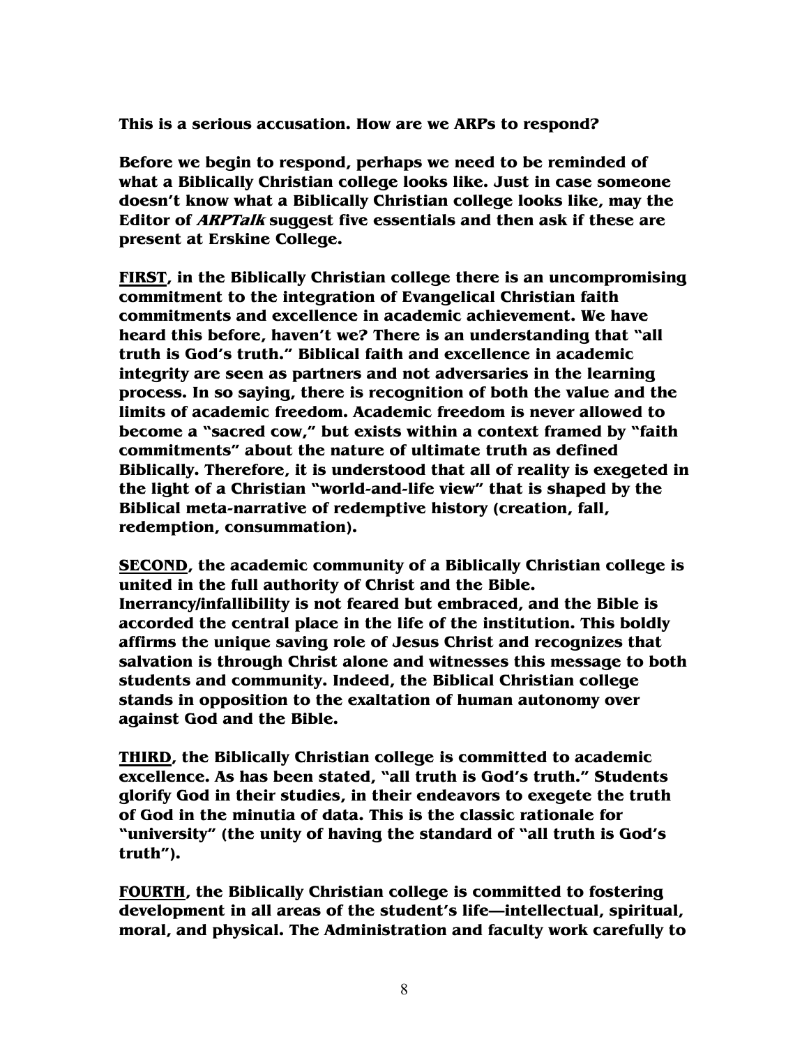**This is a serious accusation. How are we ARPs to respond?**

**Before we begin to respond, perhaps we need to be reminded of what a Biblically Christian college looks like. Just in case someone doesn't know what a Biblically Christian college looks like, may the Editor of *ARPTalk* suggest five essentials and then ask if these are present at Erskine College.**

**<u>FIRST</u>, in the Biblically Christian college there is an uncompromising commitment to the integration of Evangelical Christian faith commitments and excellence in academic achievement. We have heard this before, haven't we? There is an understanding that "all truth is God's truth." Biblical faith and excellence in academic integrity are seen as partners and not adversaries in the learning process. In so saying, there is recognition of both the value and the limits of academic freedom. Academic freedom is never allowed to become a "sacred cow," but exists within a context framed by "faith commitments" about the nature of ultimate truth as defined Biblically. Therefore, it is understood that all of reality is exegeted in the light of a Christian "world-and-life view" that is shaped by the Biblical meta-narrative of redemptive history (creation, fall, redemption, consummation).**

**<u>SECOND</u>, the academic community of a Biblically Christian college is united in the full authority of Christ and the Bible. Inerrancy/infallibility is not feared but embraced, and the Bible is accorded the central place in the life of the institution. This boldly affirms the unique saving role of Jesus Christ and recognizes that salvation is through Christ alone and witnesses this message to both students and community. Indeed, the Biblical Christian college stands in opposition to the exaltation of human autonomy over against God and the Bible.**

**<u>THIRD</u>, the Biblically Christian college is committed to academic excellence. As has been stated, "all truth is God's truth." Students glorify God in their studies, in their endeavors to exegete the truth of God in the minutia of data. This is the classic rationale for "university" (the unity of having the standard of "all truth is God's truth").**

**<u>FOURTH</u>, the Biblically Christian college is committed to fostering development in all areas of the student's life—intellectual, spiritual, moral, and physical. The Administration and faculty work carefully to**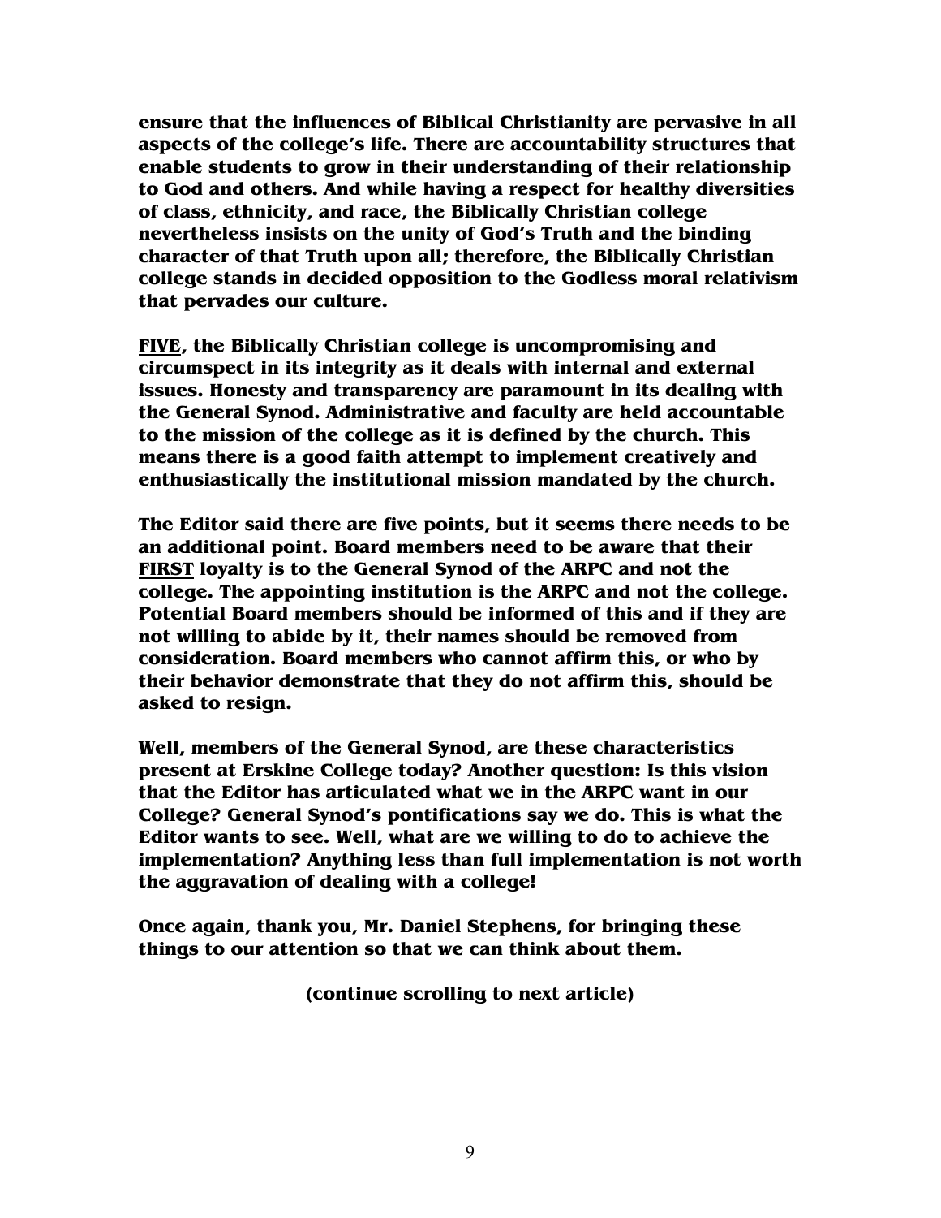**ensure that the influences of Biblical Christianity are pervasive in all aspects of the college's life. There are accountability structures that enable students to grow in their understanding of their relationship to God and others. And while having a respect for healthy diversities of class, ethnicity, and race, the Biblically Christian college nevertheless insists on the unity of God's Truth and the binding character of that Truth upon all; therefore, the Biblically Christian college stands in decided opposition to the Godless moral relativism that pervades our culture.**

**<u>FIVE</u>, the Biblically Christian college is uncompromising and circumspect in its integrity as it deals with internal and external issues. Honesty and transparency are paramount in its dealing with the General Synod. Administrative and faculty are held accountable to the mission of the college as it is defined by the church. This means there is a good faith attempt to implement creatively and enthusiastically the institutional mission mandated by the church.**

**The Editor said there are five points, but it seems there needs to be an additional point. Board members need to be aware that their <u>FIRST</u> loyalty is to the General Synod of the ARPC and not the college. The appointing institution is the ARPC and not the college. Potential Board members should be informed of this and if they are not willing to abide by it, their names should be removed from consideration. Board members who cannot affirm this, or who by their behavior demonstrate that they do not affirm this, should be asked to resign.**

**Well, members of the General Synod, are these characteristics present at Erskine College today? Another question: Is this vision that the Editor has articulated what we in the ARPC want in our College? General Synod's pontifications say we do. This is what the Editor wants to see. Well, what are we willing to do to achieve the implementation? Anything less than full implementation is not worth the aggravation of dealing with a college!**

**Once again, thank you, Mr. Daniel Stephens, for bringing these things to our attention so that we can think about them.**

**(continue scrolling to next article)**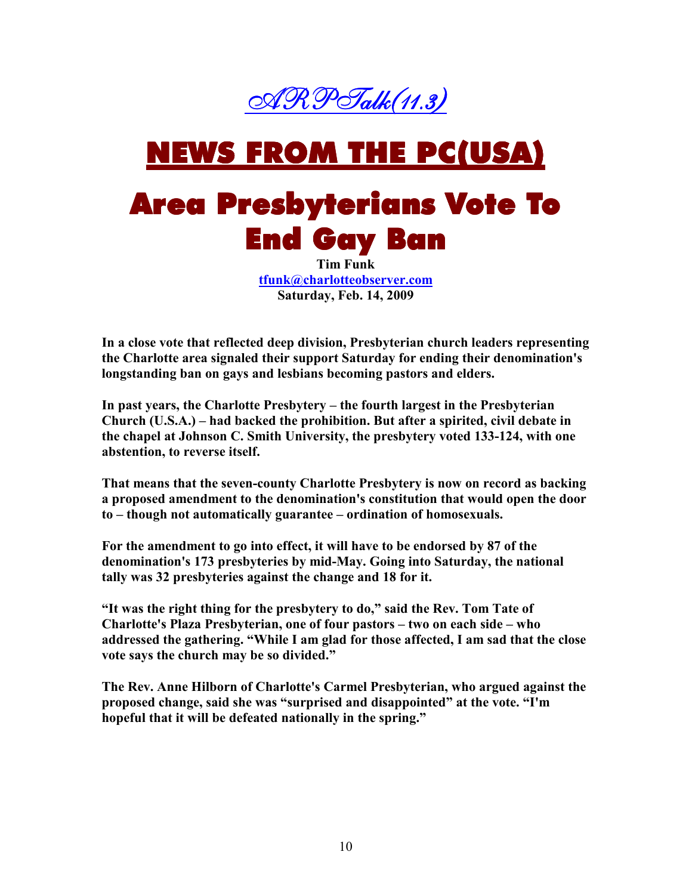ARPTalk(11.3)

# NEWS FROM THE PC(USA)

# Area Presbyterians Vote To End Gay Ban

**Tim Funk**
**tfunk@charlotteobserver.com**
**Saturday, Feb. 14, 2009**

**In a close vote that reflected deep division, Presbyterian church leaders representing the Charlotte area signaled their support Saturday for ending their denomination's longstanding ban on gays and lesbians becoming pastors and elders.**

**In past years, the Charlotte Presbytery – the fourth largest in the Presbyterian Church (U.S.A.) – had backed the prohibition. But after a spirited, civil debate in the chapel at Johnson C. Smith University, the presbytery voted 133-124, with one abstention, to reverse itself.**

**That means that the seven-county Charlotte Presbytery is now on record as backing a proposed amendment to the denomination's constitution that would open the door to – though not automatically guarantee – ordination of homosexuals.**

**For the amendment to go into effect, it will have to be endorsed by 87 of the denomination's 173 presbyteries by mid-May. Going into Saturday, the national tally was 32 presbyteries against the change and 18 for it.**

**"It was the right thing for the presbytery to do," said the Rev. Tom Tate of Charlotte's Plaza Presbyterian, one of four pastors – two on each side – who addressed the gathering. "While I am glad for those affected, I am sad that the close vote says the church may be so divided."**

**The Rev. Anne Hilborn of Charlotte's Carmel Presbyterian, who argued against the proposed change, said she was "surprised and disappointed" at the vote. "I'm hopeful that it will be defeated nationally in the spring."**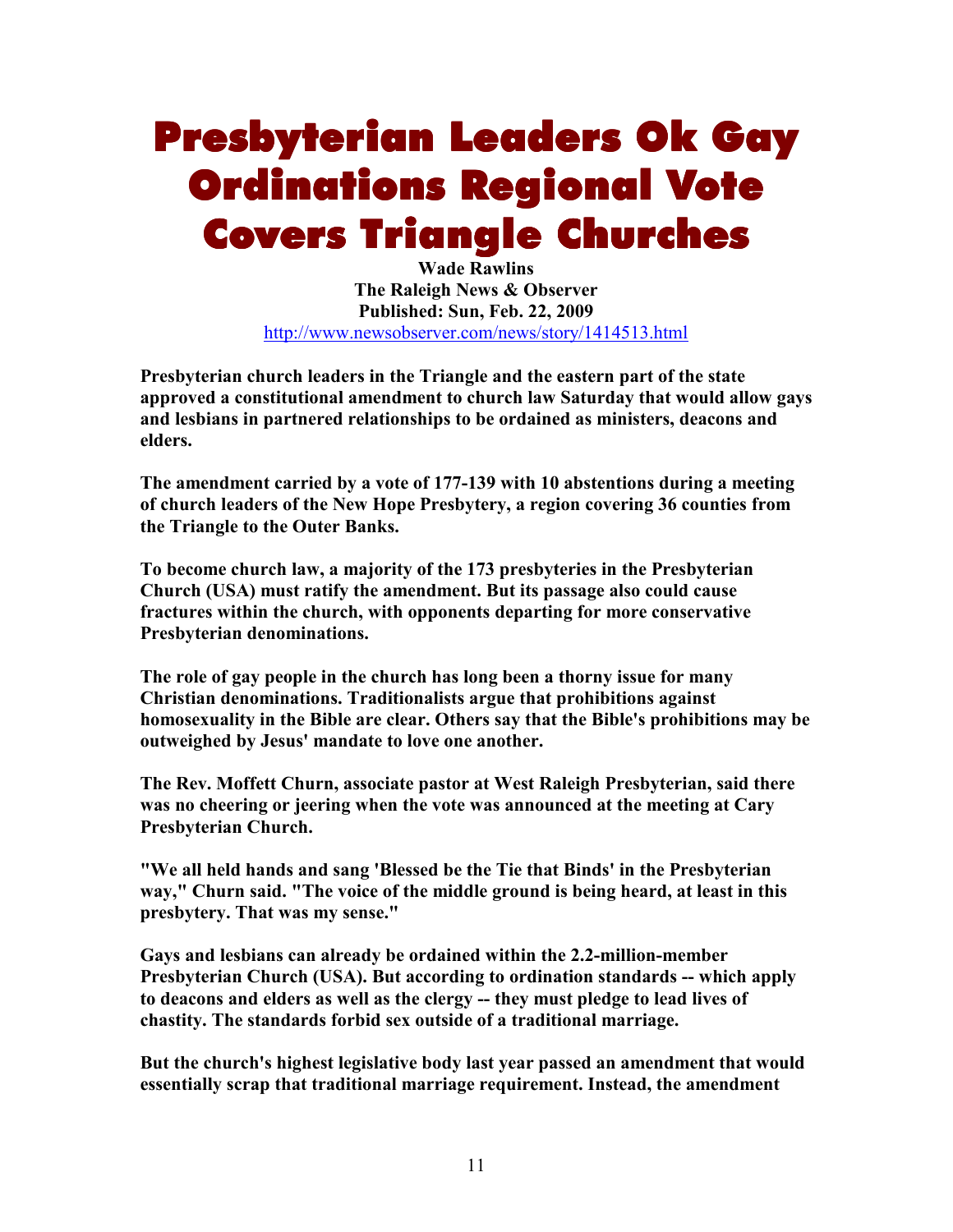# Presbyterian Leaders Ok Gay Ordinations Regional Vote Covers Triangle Churches

**Wade Rawlins**
**The Raleigh News & Observer**
**Published: Sun, Feb. 22, 2009**
http://www.newsobserver.com/news/story/1414513.html

**Presbyterian church leaders in the Triangle and the eastern part of the state approved a constitutional amendment to church law Saturday that would allow gays and lesbians in partnered relationships to be ordained as ministers, deacons and elders.**

**The amendment carried by a vote of 177-139 with 10 abstentions during a meeting of church leaders of the New Hope Presbytery, a region covering 36 counties from the Triangle to the Outer Banks.**

**To become church law, a majority of the 173 presbyteries in the Presbyterian Church (USA) must ratify the amendment. But its passage also could cause fractures within the church, with opponents departing for more conservative Presbyterian denominations.**

**The role of gay people in the church has long been a thorny issue for many Christian denominations. Traditionalists argue that prohibitions against homosexuality in the Bible are clear. Others say that the Bible's prohibitions may be outweighed by Jesus' mandate to love one another.**

**The Rev. Moffett Churn, associate pastor at West Raleigh Presbyterian, said there was no cheering or jeering when the vote was announced at the meeting at Cary Presbyterian Church.**

**"We all held hands and sang 'Blessed be the Tie that Binds' in the Presbyterian way," Churn said. "The voice of the middle ground is being heard, at least in this presbytery. That was my sense."**

**Gays and lesbians can already be ordained within the 2.2-million-member Presbyterian Church (USA). But according to ordination standards -- which apply to deacons and elders as well as the clergy -- they must pledge to lead lives of chastity. The standards forbid sex outside of a traditional marriage.**

**But the church's highest legislative body last year passed an amendment that would essentially scrap that traditional marriage requirement. Instead, the amendment**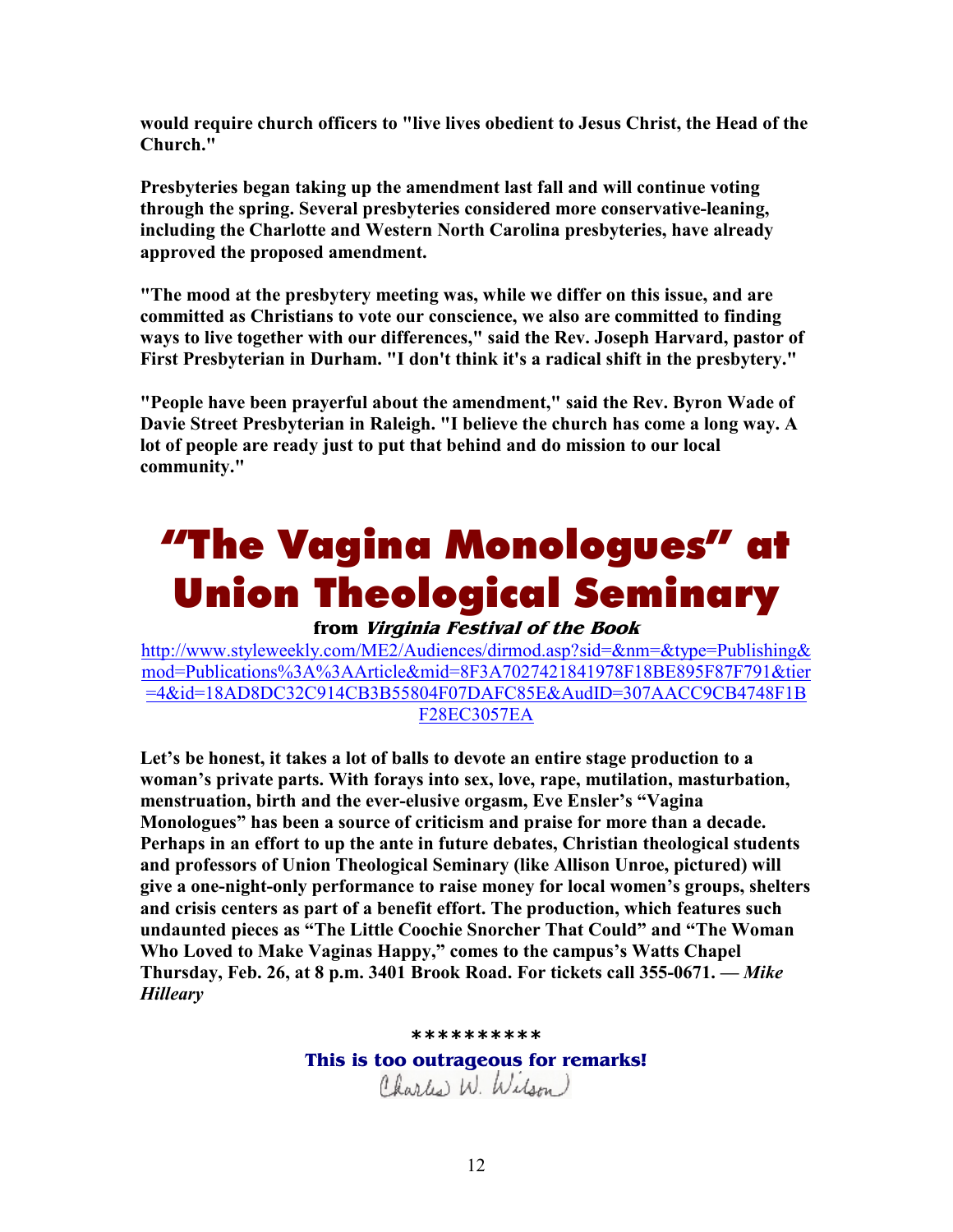**would require church officers to "live lives obedient to Jesus Christ, the Head of the Church."**

**Presbyteries began taking up the amendment last fall and will continue voting through the spring. Several presbyteries considered more conservative-leaning, including the Charlotte and Western North Carolina presbyteries, have already approved the proposed amendment.**

**"The mood at the presbytery meeting was, while we differ on this issue, and are committed as Christians to vote our conscience, we also are committed to finding ways to live together with our differences," said the Rev. Joseph Harvard, pastor of First Presbyterian in Durham. "I don't think it's a radical shift in the presbytery."**

**"People have been prayerful about the amendment," said the Rev. Byron Wade of Davie Street Presbyterian in Raleigh. "I believe the church has come a long way. A lot of people are ready just to put that behind and do mission to our local community."**

# "The Vagina Monologues" at Union Theological Seminary

**from *Virginia Festival of the Book***

http://www.styleweekly.com/ME2/Audiences/dirmod.asp?sid=&nm=&type=Publishing&mod=Publications%3A%3AArticle&mid=8F3A7027421841978F18BE895F87F791&tier=4&id=18AD8DC32C914CB3B55804F07DAFC85E&AudID=307AACC9CB4748F1BF28EC3057EA

**Let's be honest, it takes a lot of balls to devote an entire stage production to a woman's private parts. With forays into sex, love, rape, mutilation, masturbation, menstruation, birth and the ever-elusive orgasm, Eve Ensler's "Vagina Monologues" has been a source of criticism and praise for more than a decade. Perhaps in an effort to up the ante in future debates, Christian theological students and professors of Union Theological Seminary (like Allison Unroe, pictured) will give a one-night-only performance to raise money for local women's groups, shelters and crisis centers as part of a benefit effort. The production, which features such undaunted pieces as "The Little Coochie Snorcher That Could" and "The Woman Who Loved to Make Vaginas Happy," comes to the campus's Watts Chapel Thursday, Feb. 26, at 8 p.m. 3401 Brook Road. For tickets call 355-0671. — *Mike Hilleary***

**********

**This is too outrageous for remarks!**

Charles W. Wilson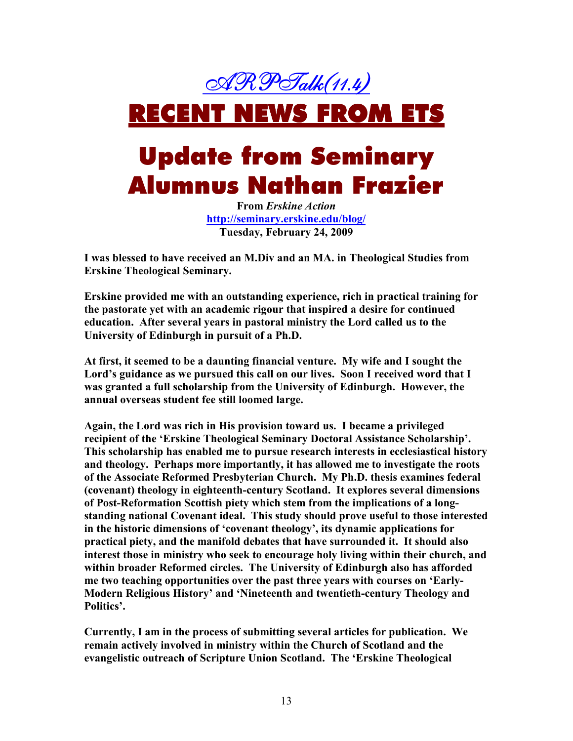# ARPTalk(11.4)

# RECENT NEWS FROM ETS

# Update from Seminary Alumnus Nathan Frazier

**From *Erskine Action***
**http://seminary.erskine.edu/blog/**
**Tuesday, February 24, 2009**

**I was blessed to have received an M.Div and an MA. in Theological Studies from Erskine Theological Seminary.**

**Erskine provided me with an outstanding experience, rich in practical training for the pastorate yet with an academic rigour that inspired a desire for continued education. After several years in pastoral ministry the Lord called us to the University of Edinburgh in pursuit of a Ph.D.**

**At first, it seemed to be a daunting financial venture. My wife and I sought the Lord's guidance as we pursued this call on our lives. Soon I received word that I was granted a full scholarship from the University of Edinburgh. However, the annual overseas student fee still loomed large.**

**Again, the Lord was rich in His provision toward us. I became a privileged recipient of the 'Erskine Theological Seminary Doctoral Assistance Scholarship'. This scholarship has enabled me to pursue research interests in ecclesiastical history and theology. Perhaps more importantly, it has allowed me to investigate the roots of the Associate Reformed Presbyterian Church. My Ph.D. thesis examines federal (covenant) theology in eighteenth-century Scotland. It explores several dimensions of Post-Reformation Scottish piety which stem from the implications of a long-standing national Covenant ideal. This study should prove useful to those interested in the historic dimensions of 'covenant theology', its dynamic applications for practical piety, and the manifold debates that have surrounded it. It should also interest those in ministry who seek to encourage holy living within their church, and within broader Reformed circles. The University of Edinburgh also has afforded me two teaching opportunities over the past three years with courses on 'Early-Modern Religious History' and 'Nineteenth and twentieth-century Theology and Politics'.**

**Currently, I am in the process of submitting several articles for publication. We remain actively involved in ministry within the Church of Scotland and the evangelistic outreach of Scripture Union Scotland. The 'Erskine Theological**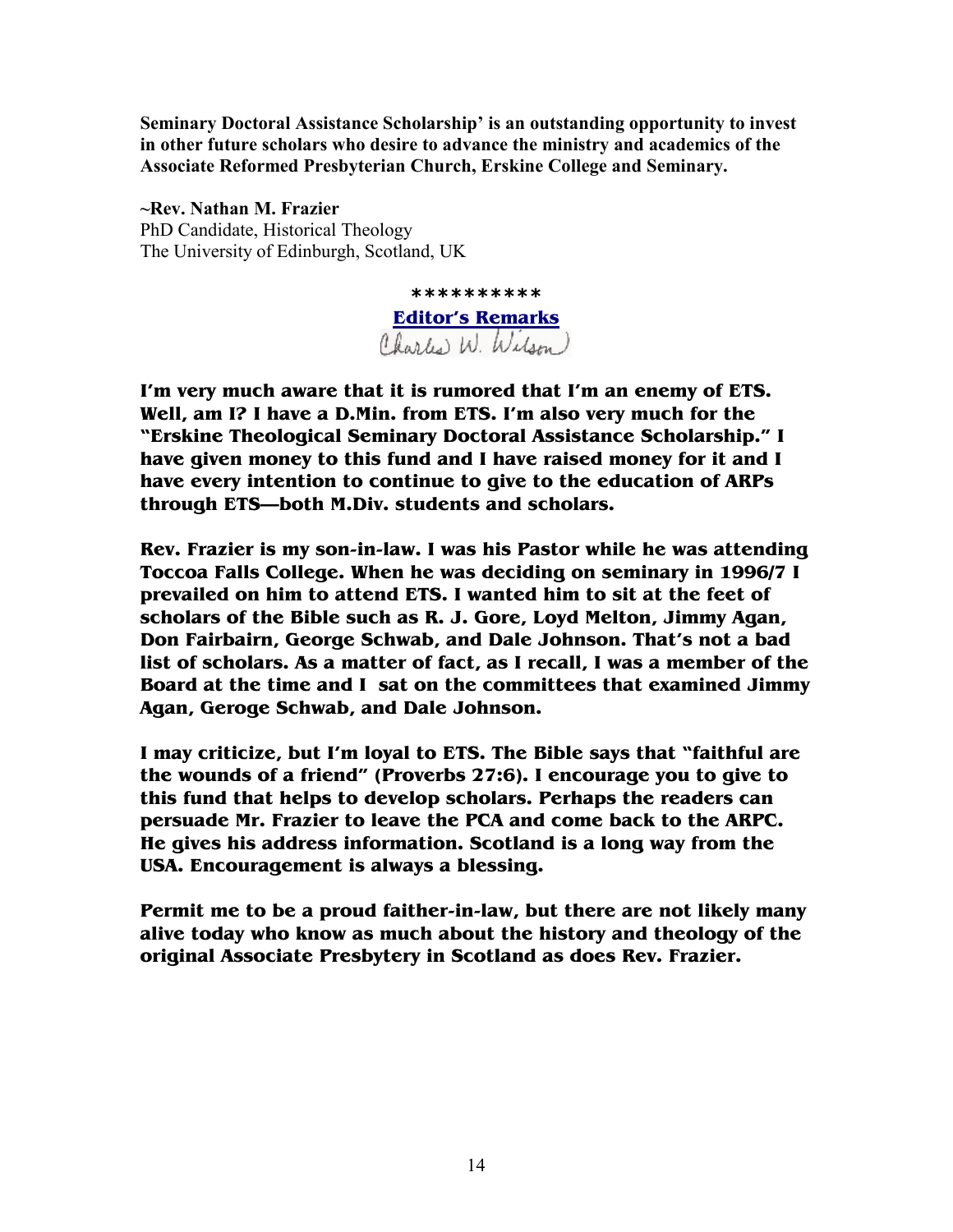**Seminary Doctoral Assistance Scholarship' is an outstanding opportunity to invest in other future scholars who desire to advance the ministry and academics of the Associate Reformed Presbyterian Church, Erskine College and Seminary.**

**~Rev. Nathan M. Frazier**
PhD Candidate, Historical Theology
The University of Edinburgh, Scotland, UK

**\*\*\*\*\*\*\*\*\*\***

**Editor's Remarks**

Charles W. Wilson

**I'm very much aware that it is rumored that I'm an enemy of ETS. Well, am I? I have a D.Min. from ETS. I'm also very much for the "Erskine Theological Seminary Doctoral Assistance Scholarship." I have given money to this fund and I have raised money for it and I have every intention to continue to give to the education of ARPs through ETS—both M.Div. students and scholars.**

**Rev. Frazier is my son-in-law. I was his Pastor while he was attending Toccoa Falls College. When he was deciding on seminary in 1996/7 I prevailed on him to attend ETS. I wanted him to sit at the feet of scholars of the Bible such as R. J. Gore, Loyd Melton, Jimmy Agan, Don Fairbairn, George Schwab, and Dale Johnson. That's not a bad list of scholars. As a matter of fact, as I recall, I was a member of the Board at the time and I sat on the committees that examined Jimmy Agan, Geroge Schwab, and Dale Johnson.**

**I may criticize, but I'm loyal to ETS. The Bible says that "faithful are the wounds of a friend" (Proverbs 27:6). I encourage you to give to this fund that helps to develop scholars. Perhaps the readers can persuade Mr. Frazier to leave the PCA and come back to the ARPC. He gives his address information. Scotland is a long way from the USA. Encouragement is always a blessing.**

**Permit me to be a proud faither-in-law, but there are not likely many alive today who know as much about the history and theology of the original Associate Presbytery in Scotland as does Rev. Frazier.**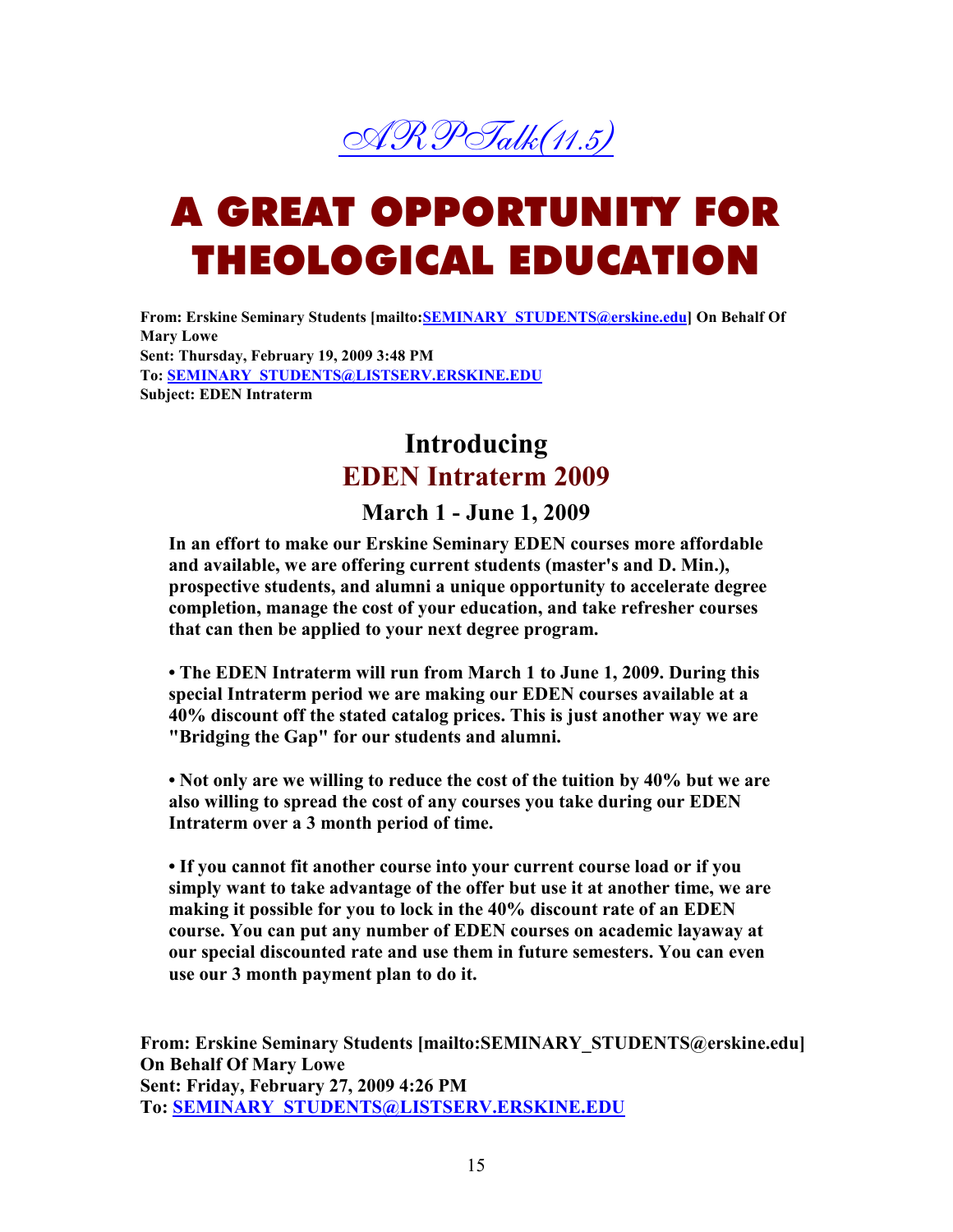*ARPTalk(11.5)*

# A GREAT OPPORTUNITY FOR THEOLOGICAL EDUCATION

**From: Erskine Seminary Students [mailto:SEMINARY_STUDENTS@erskine.edu] On Behalf Of Mary Lowe**
**Sent: Thursday, February 19, 2009 3:48 PM**
**To: SEMINARY_STUDENTS@LISTSERV.ERSKINE.EDU**
**Subject: EDEN Intraterm**

## Introducing
## EDEN Intraterm 2009

### March 1 - June 1, 2009

**In an effort to make our Erskine Seminary EDEN courses more affordable and available, we are offering current students (master's and D. Min.), prospective students, and alumni a unique opportunity to accelerate degree completion, manage the cost of your education, and take refresher courses that can then be applied to your next degree program.**

- **The EDEN Intraterm will run from March 1 to June 1, 2009. During this special Intraterm period we are making our EDEN courses available at a 40% discount off the stated catalog prices. This is just another way we are "Bridging the Gap" for our students and alumni.**

- **Not only are we willing to reduce the cost of the tuition by 40% but we are also willing to spread the cost of any courses you take during our EDEN Intraterm over a 3 month period of time.**

- **If you cannot fit another course into your current course load or if you simply want to take advantage of the offer but use it at another time, we are making it possible for you to lock in the 40% discount rate of an EDEN course. You can put any number of EDEN courses on academic layaway at our special discounted rate and use them in future semesters. You can even use our 3 month payment plan to do it.**

**From: Erskine Seminary Students [mailto:SEMINARY_STUDENTS@erskine.edu] On Behalf Of Mary Lowe**
**Sent: Friday, February 27, 2009 4:26 PM**
**To: SEMINARY_STUDENTS@LISTSERV.ERSKINE.EDU**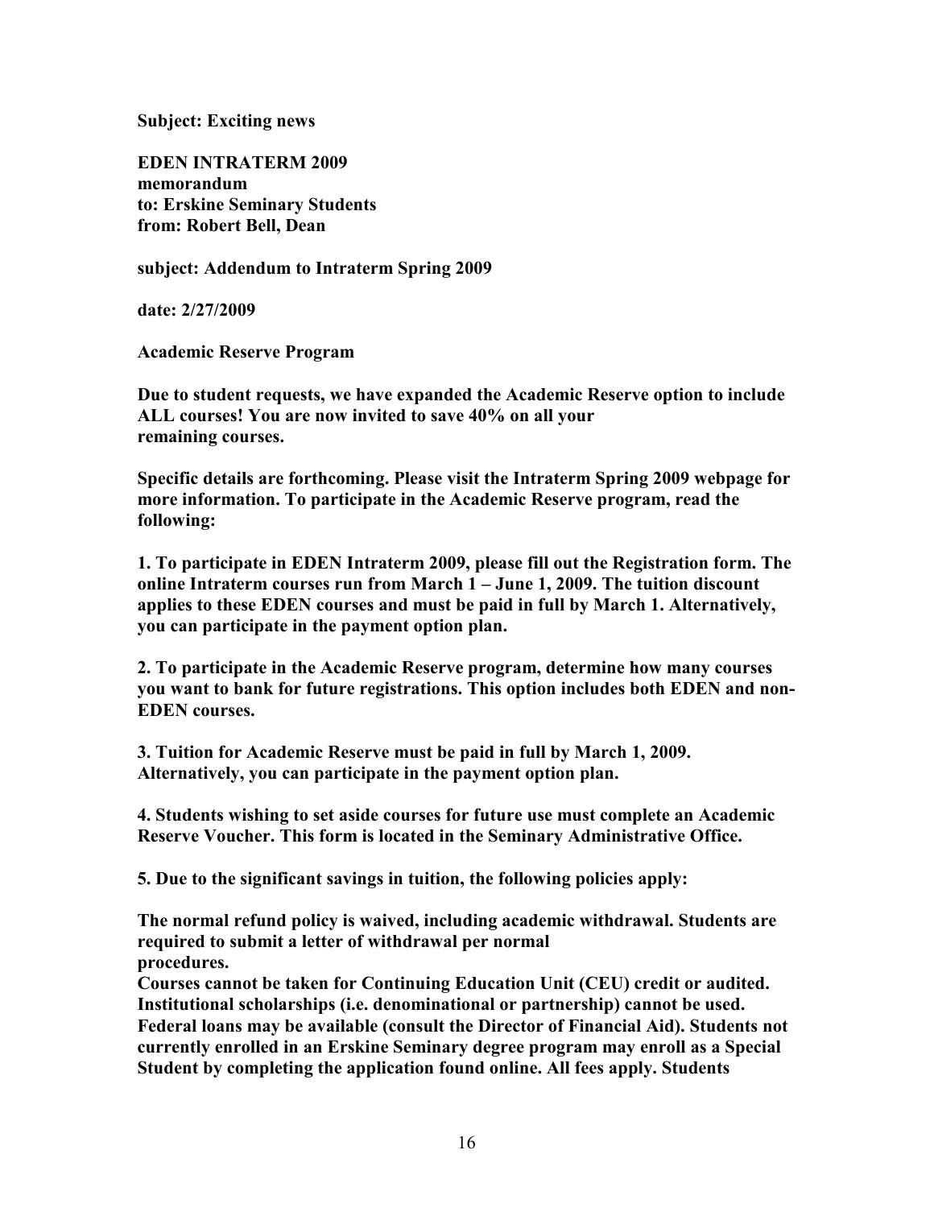**Subject: Exciting news**

**EDEN INTRATERM 2009**
**memorandum**
**to: Erskine Seminary Students**
**from: Robert Bell, Dean**

**subject: Addendum to Intraterm Spring 2009**

**date: 2/27/2009**

**Academic Reserve Program**

**Due to student requests, we have expanded the Academic Reserve option to include ALL courses! You are now invited to save 40% on all your remaining courses.**

**Specific details are forthcoming. Please visit the Intraterm Spring 2009 webpage for more information. To participate in the Academic Reserve program, read the following:**

**1. To participate in EDEN Intraterm 2009, please fill out the Registration form. The online Intraterm courses run from March 1 – June 1, 2009. The tuition discount applies to these EDEN courses and must be paid in full by March 1. Alternatively, you can participate in the payment option plan.**

**2. To participate in the Academic Reserve program, determine how many courses you want to bank for future registrations. This option includes both EDEN and non-EDEN courses.**

**3. Tuition for Academic Reserve must be paid in full by March 1, 2009. Alternatively, you can participate in the payment option plan.**

**4. Students wishing to set aside courses for future use must complete an Academic Reserve Voucher. This form is located in the Seminary Administrative Office.**

**5. Due to the significant savings in tuition, the following policies apply:**

**The normal refund policy is waived, including academic withdrawal. Students are required to submit a letter of withdrawal per normal procedures.**
**Courses cannot be taken for Continuing Education Unit (CEU) credit or audited.**
**Institutional scholarships (i.e. denominational or partnership) cannot be used.**
**Federal loans may be available (consult the Director of Financial Aid). Students not currently enrolled in an Erskine Seminary degree program may enroll as a Special Student by completing the application found online. All fees apply. Students**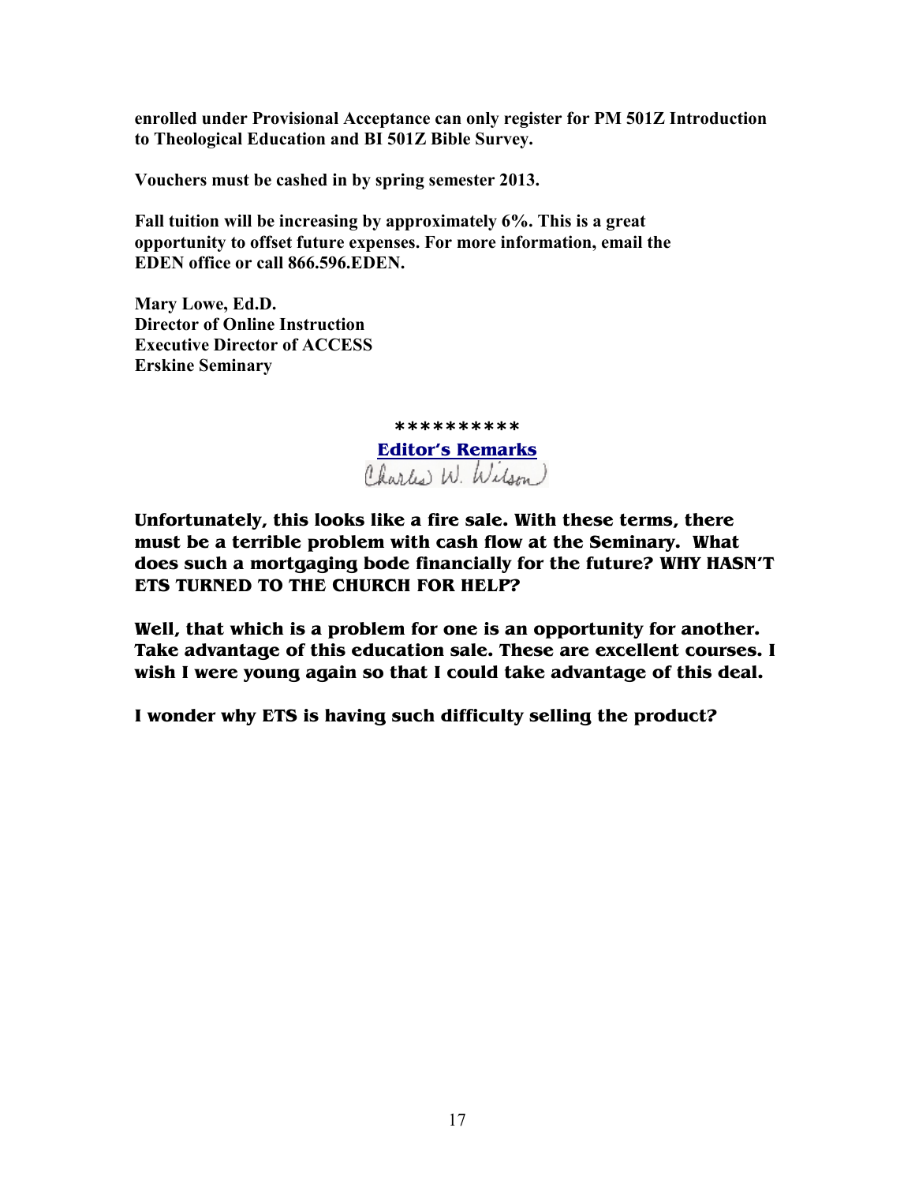**enrolled under Provisional Acceptance can only register for PM 501Z Introduction to Theological Education and BI 501Z Bible Survey.**

**Vouchers must be cashed in by spring semester 2013.**

**Fall tuition will be increasing by approximately 6%. This is a great opportunity to offset future expenses. For more information, email the EDEN office or call 866.596.EDEN.**

**Mary Lowe, Ed.D.**
**Director of Online Instruction**
**Executive Director of ACCESS**
**Erskine Seminary**

**\*\*\*\*\*\*\*\*\*\***

**Editor's Remarks**

Charles W. Wilson

**Unfortunately, this looks like a fire sale. With these terms, there must be a terrible problem with cash flow at the Seminary. What does such a mortgaging bode financially for the future? WHY HASN'T ETS TURNED TO THE CHURCH FOR HELP?**

**Well, that which is a problem for one is an opportunity for another. Take advantage of this education sale. These are excellent courses. I wish I were young again so that I could take advantage of this deal.**

**I wonder why ETS is having such difficulty selling the product?**